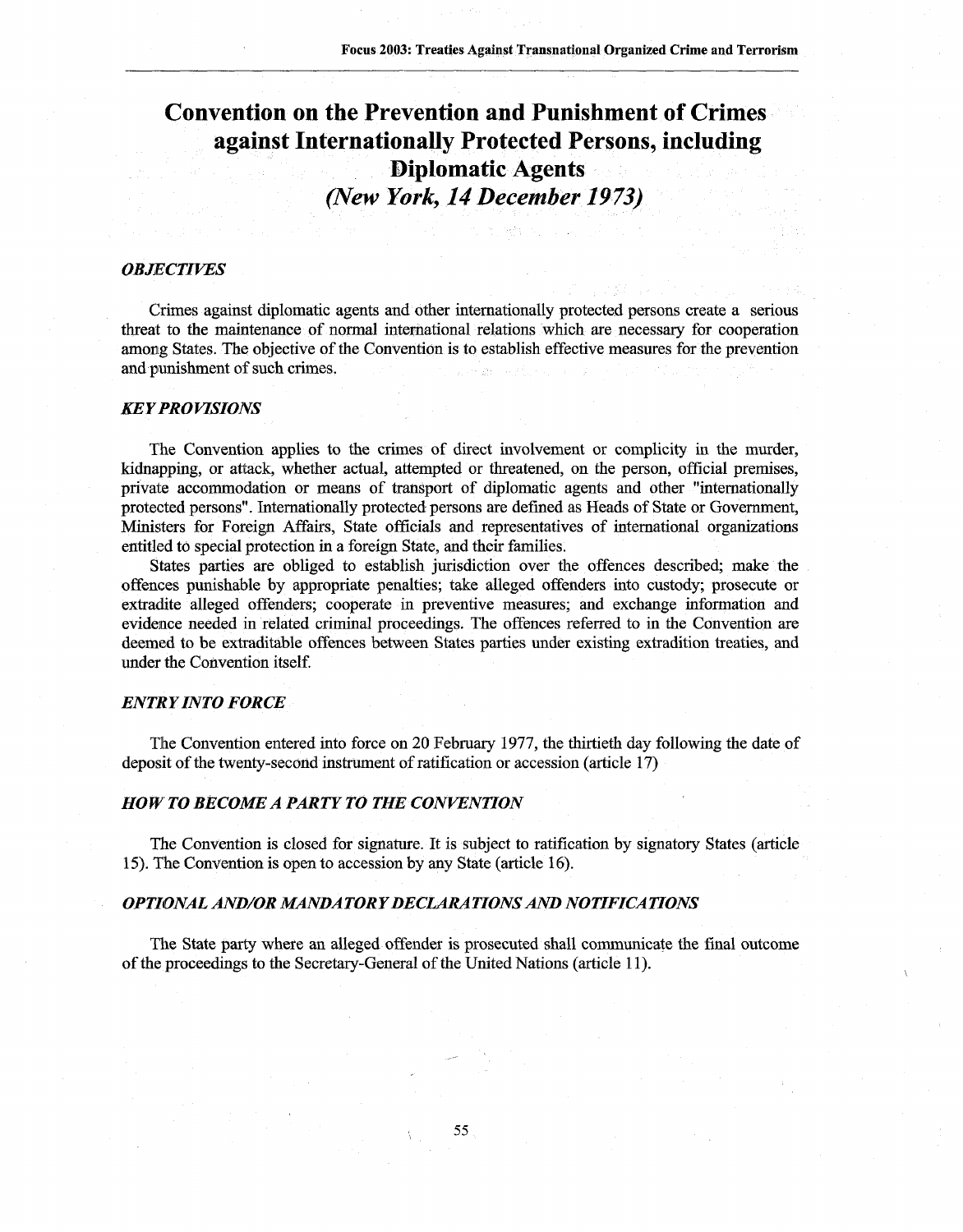# Convention on the Prevention and Punishment of Crimes against Internationally Protected Persons, including Diplomatic Agents
## *(New York, 14 December 1973)*

### *OBJECTIVES*

Crimes against diplomatic agents and other internationally protected persons create a serious threat to the maintenance of normal international relations which are necessary for cooperation among States. The objective of the Convention is to establish effective measures for the prevention and punishment of such crimes.

### *KEY PROVISIONS*

The Convention applies to the crimes of direct involvement or complicity in the murder, kidnapping, or attack, whether actual, attempted or threatened, on the person, official premises, private accommodation or means of transport of diplomatic agents and other "internationally protected persons". Internationally protected persons are defined as Heads of State or Government, Ministers for Foreign Affairs, State officials and representatives of international organizations entitled to special protection in a foreign State, and their families.

States parties are obliged to establish jurisdiction over the offences described; make the offences punishable by appropriate penalties; take alleged offenders into custody; prosecute or extradite alleged offenders; cooperate in preventive measures; and exchange information and evidence needed in related criminal proceedings. The offences referred to in the Convention are deemed to be extraditable offences between States parties under existing extradition treaties, and under the Convention itself.

### *ENTRY INTO FORCE*

The Convention entered into force on 20 February 1977, the thirtieth day following the date of deposit of the twenty-second instrument of ratification or accession (article 17)

### *HOW TO BECOME A PARTY TO THE CONVENTION*

The Convention is closed for signature. It is subject to ratification by signatory States (article 15). The Convention is open to accession by any State (article 16).

### *OPTIONAL AND/OR MANDATORY DECLARATIONS AND NOTIFICATIONS*

The State party where an alleged offender is prosecuted shall communicate the final outcome of the proceedings to the Secretary-General of the United Nations (article 11).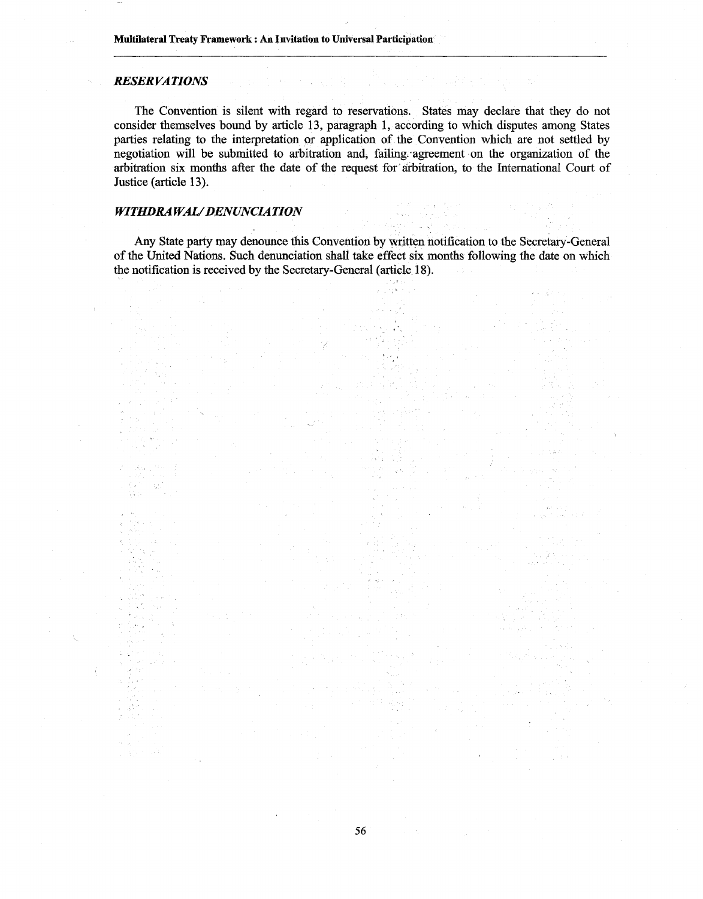### *RESERVATIONS*

The Convention is silent with regard to reservations. States may declare that they do not consider themselves bound by article 13, paragraph 1, according to which disputes among States parties relating to the interpretation or application of the Convention which are not settled by negotiation will be submitted to arbitration and, failing agreement on the organization of the arbitration six months after the date of the request for arbitration, to the International Court of Justice (article 13).

### *WITHDRAWAL/ DENUNCIATION*

Any State party may denounce this Convention by written notification to the Secretary-General of the United Nations. Such denunciation shall take effect six months following the date on which the notification is received by the Secretary-General (article 18).